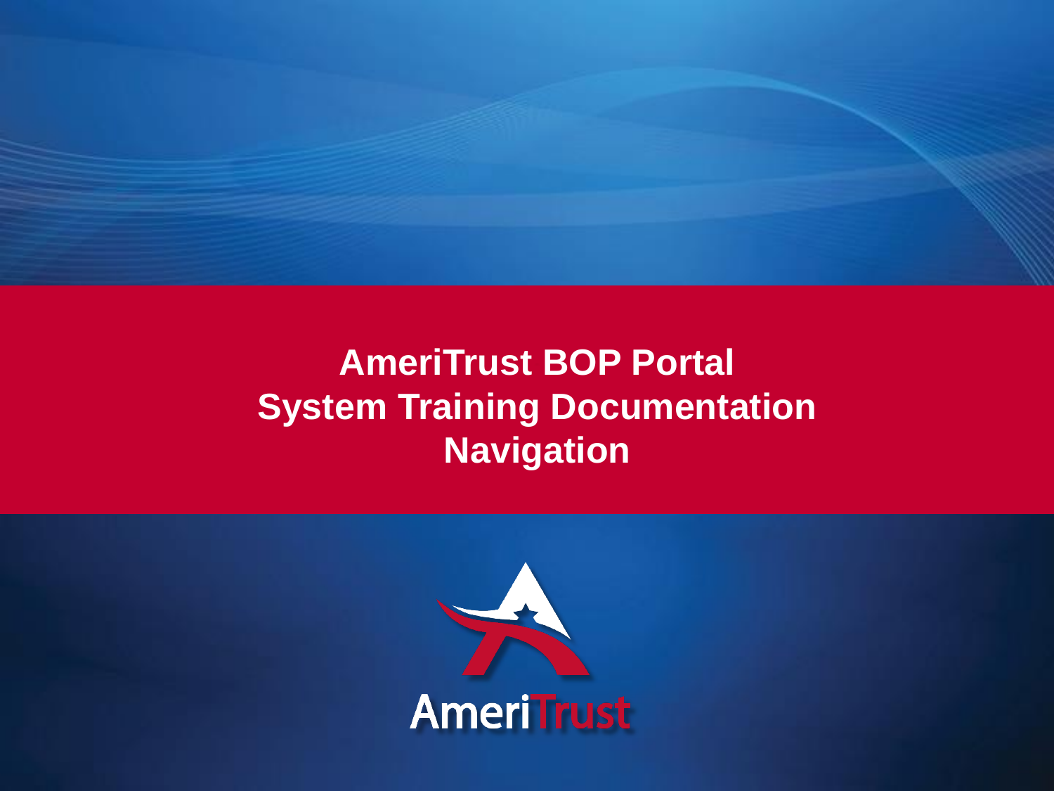# AmeriTrust BOP Portal
# System Training Documentation
# Navigation

AmeriTrust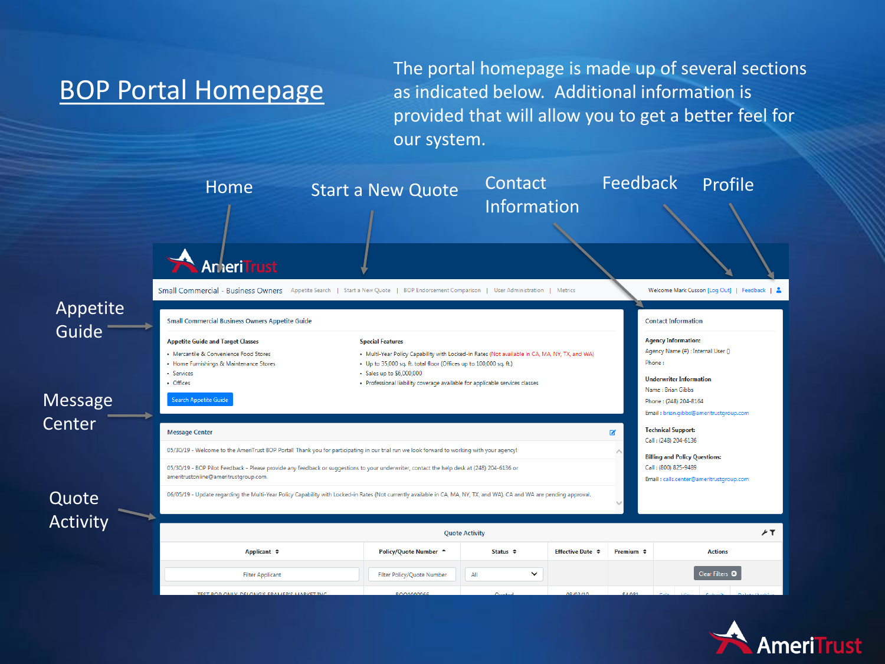# BOP Portal Homepage

The portal homepage is made up of several sections as indicated below. Additional information is provided that will allow you to get a better feel for our system.

Home

Start a New Quote

Contact Information

Feedback

Profile

Appetite Guide

Message Center

Quote Activity

AmeriTrust

Small Commercial - Business Owners | Appetite Search | Start a New Quote | BOP Endorsement Comparison | User Administration | Metrics

Welcome Mark Cusson [Log Out] | Feedback |

**Small Commercial Business Owners Appetite Guide**

**Appetite Guide and Target Classes**

- Mercantile & Convenience Food Stores
- Home Furnishings & Maintenance Stores
- Services
- Offices

**Special Features**

- Multi-Year Policy Capability with Locked-in Rates (Not available in CA, MA, NY, TX, and WA)
- Up to 35,000 sq. ft. total floor (Offices up to 100,000 sq. ft.)
- Sales up to $6,000,000
- Professional liability coverage available for applicable services classes

Search Appetite Guide

**Message Center**

05/30/19 - Welcome to the AmeriTrust BOP Portal! Thank you for participating in our trial run we look forward to working with your agency!

05/30/19 - BOP Pilot Feedback - Please provide any feedback or suggestions to your underwriter, contact the help desk at (248) 204-6136 or ameritrustonline@ameritrustgroup.com.

06/05/19 - Update regarding the Multi-Year Policy Capability with Locked-in Rates (Not currently available in CA, MA, NY, TX, and WA). CA and WA are pending approval.

**Contact Information**

**Agency Information:**
Agency Name (#) : Internal User ()
Phone :

**Underwriter Information**
Name : Brian Gibbs
Phone : (248) 204-8164
Email : brian.gibbs@ameritrustgroup.com

**Technical Support:**
Call : (248) 204-6136

**Billing and Policy Questions:**
Call : (800) 825-9489
Email : calls.center@ameritrustgroup.com

**Quote Activity**

| Applicant | Policy/Quote Number | Status | Effective Date | Premium | Actions |
|---|---|---|---|---|---|
| Filter Applicant | Filter Policy/Quote Number | All | | | Clear Filters |

AmeriTrust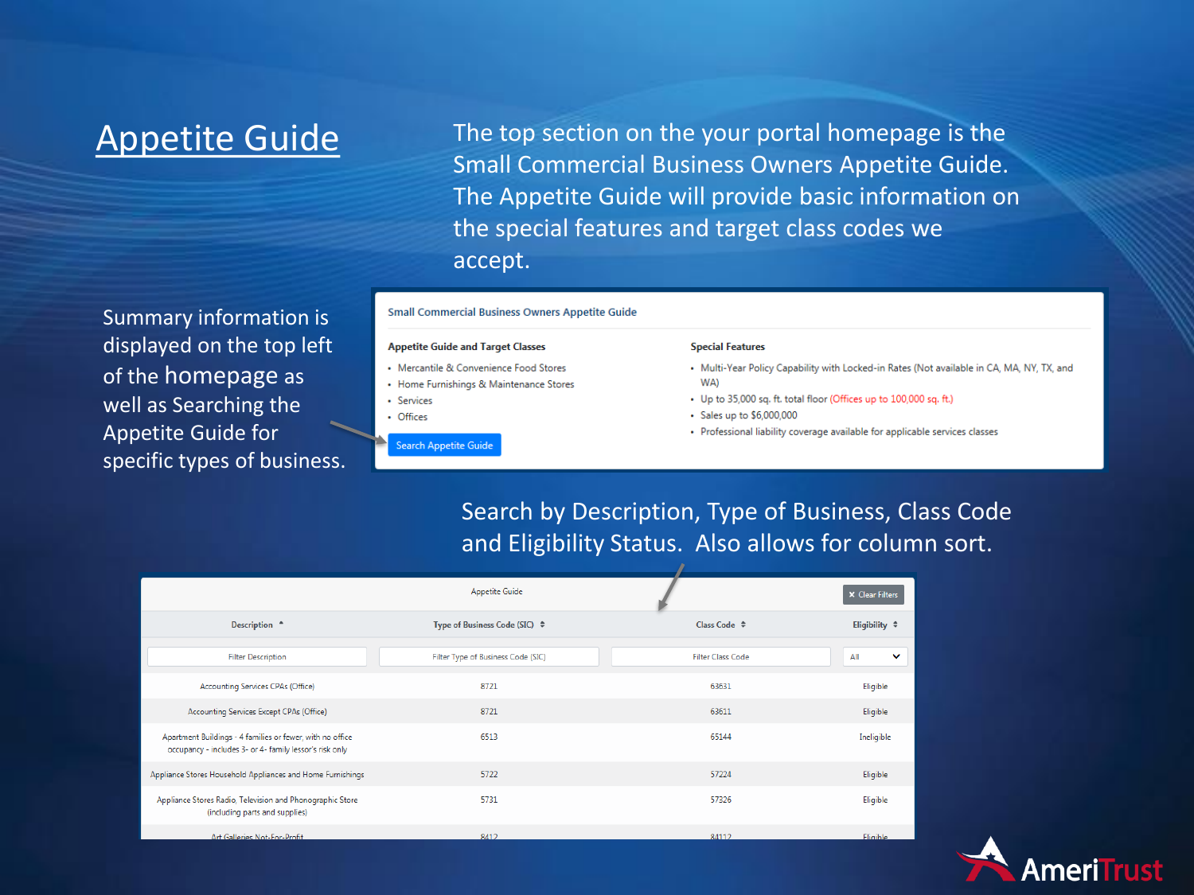# Appetite Guide

The top section on the your portal homepage is the Small Commercial Business Owners Appetite Guide. The Appetite Guide will provide basic information on the special features and target class codes we accept.

Summary information is displayed on the top left of the homepage as well as Searching the Appetite Guide for specific types of business.

**Small Commercial Business Owners Appetite Guide**

**Appetite Guide and Target Classes**

- Mercantile & Convenience Food Stores
- Home Furnishings & Maintenance Stores
- Services
- Offices

Search Appetite Guide

**Special Features**

- Multi-Year Policy Capability with Locked-in Rates (Not available in CA, MA, NY, TX, and WA)
- Up to 35,000 sq. ft. total floor (Offices up to 100,000 sq. ft.)
- Sales up to $6,000,000
- Professional liability coverage available for applicable services classes

Search by Description, Type of Business, Class Code and Eligibility Status. Also allows for column sort.

Appetite Guide

Clear Filters

| Description | Type of Business Code (SIC) | Class Code | Eligibility |
|---|---|---|---|
| Filter Description | Filter Type of Business Code (SIC) | Filter Class Code | All |
| Accounting Services CPAs (Office) | 8721 | 63631 | Eligible |
| Accounting Services Except CPAs (Office) | 8721 | 63611 | Eligible |
| Apartment Buildings - 4 families or fewer, with no office occupancy - includes 3- or 4- family lessor's risk only | 6513 | 65144 | Ineligible |
| Appliance Stores Household Appliances and Home Furnishings | 5722 | 57224 | Eligible |
| Appliance Stores Radio, Television and Phonographic Store (including parts and supplies) | 5731 | 57326 | Eligible |
| Art Galleries Not-For-Profit | 8412 | 84112 | Eligible |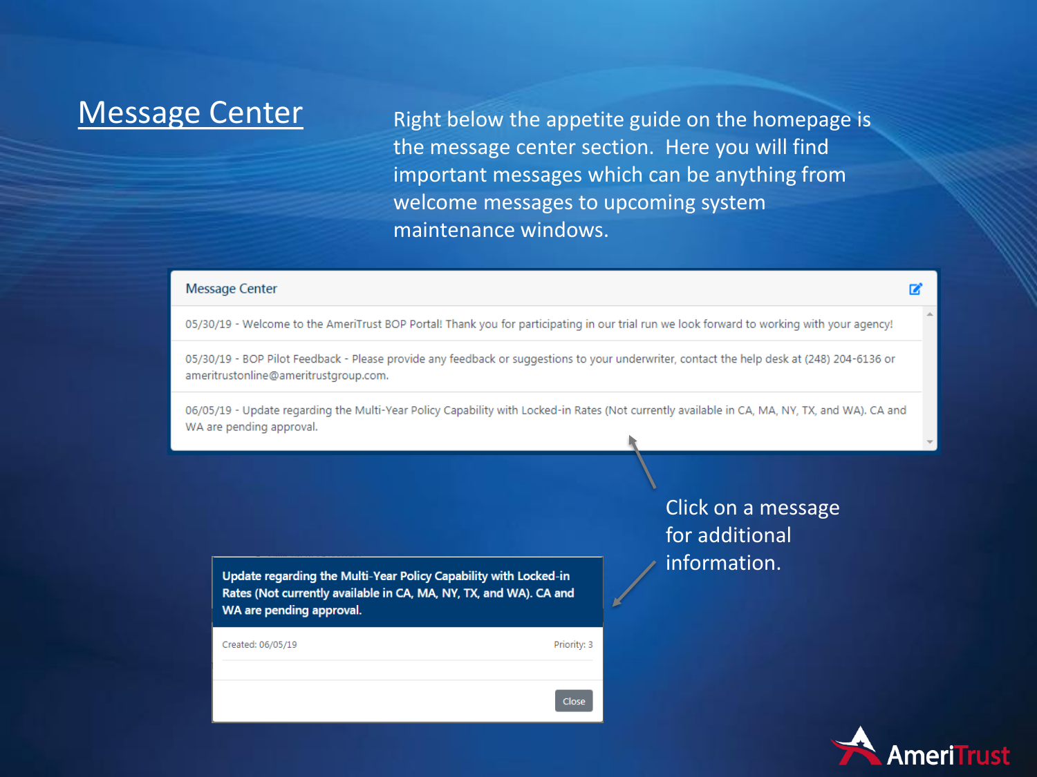## Message Center

Right below the appetite guide on the homepage is the message center section. Here you will find important messages which can be anything from welcome messages to upcoming system maintenance windows.

**Message Center**

05/30/19 - Welcome to the AmeriTrust BOP Portal! Thank you for participating in our trial run we look forward to working with your agency!

05/30/19 - BOP Pilot Feedback - Please provide any feedback or suggestions to your underwriter, contact the help desk at (248) 204-6136 or ameritrustonline@ameritrustgroup.com.

06/05/19 - Update regarding the Multi-Year Policy Capability with Locked-in Rates (Not currently available in CA, MA, NY, TX, and WA). CA and WA are pending approval.

Click on a message for additional information.

**Update regarding the Multi-Year Policy Capability with Locked-in Rates (Not currently available in CA, MA, NY, TX, and WA). CA and WA are pending approval.**

Created: 06/05/19

Priority: 3

Close

AmeriTrust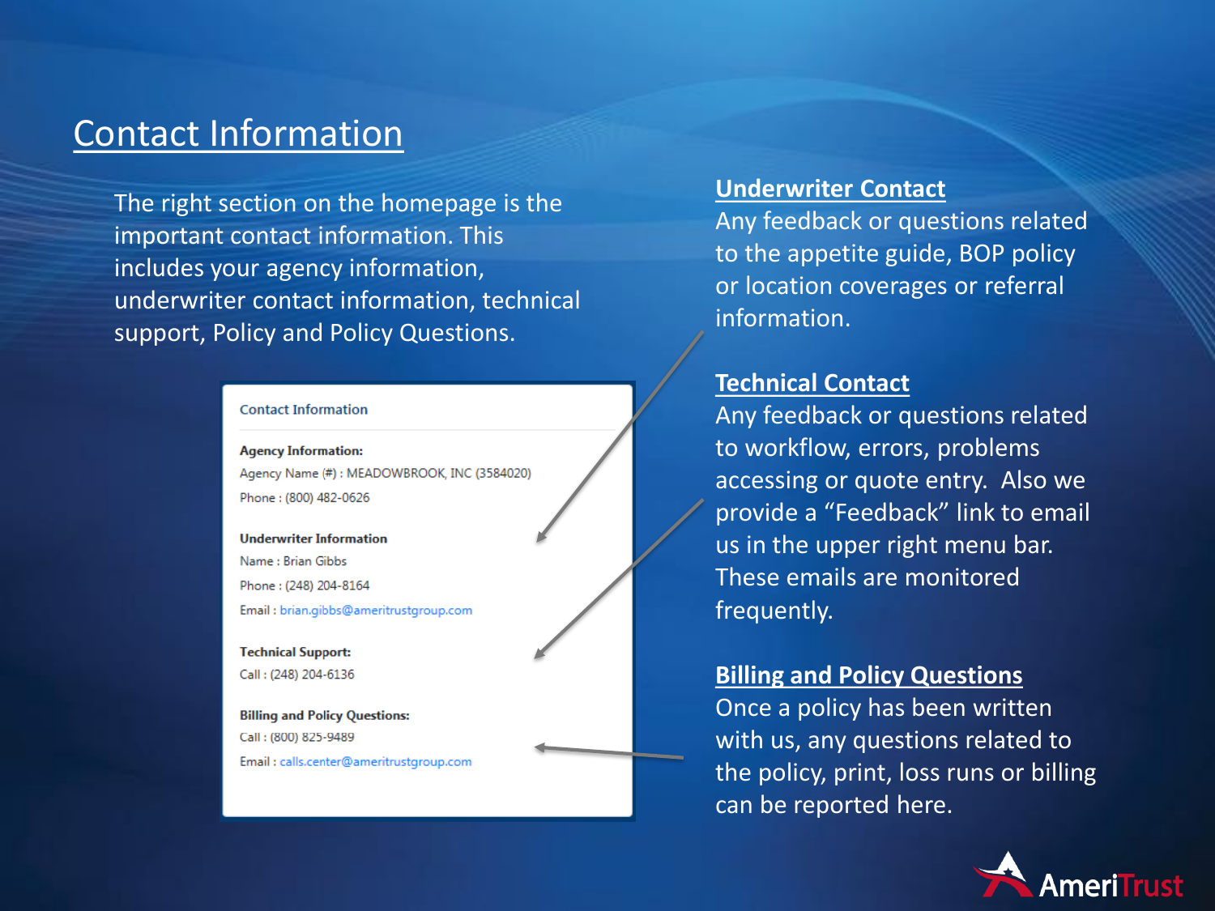# Contact Information

The right section on the homepage is the important contact information. This includes your agency information, underwriter contact information, technical support, Policy and Policy Questions.

**Contact Information**

**Agency Information:**
Agency Name (#) : MEADOWBROOK, INC (3584020)
Phone : (800) 482-0626

**Underwriter Information**
Name : Brian Gibbs
Phone : (248) 204-8164
Email : brian.gibbs@ameritrustgroup.com

**Technical Support:**
Call : (248) 204-6136

**Billing and Policy Questions:**
Call : (800) 825-9489
Email : calls.center@ameritrustgroup.com

## Underwriter Contact

Any feedback or questions related to the appetite guide, BOP policy or location coverages or referral information.

## Technical Contact

Any feedback or questions related to workflow, errors, problems accessing or quote entry. Also we provide a "Feedback" link to email us in the upper right menu bar. These emails are monitored frequently.

## Billing and Policy Questions

Once a policy has been written with us, any questions related to the policy, print, loss runs or billing can be reported here.

AmeriTrust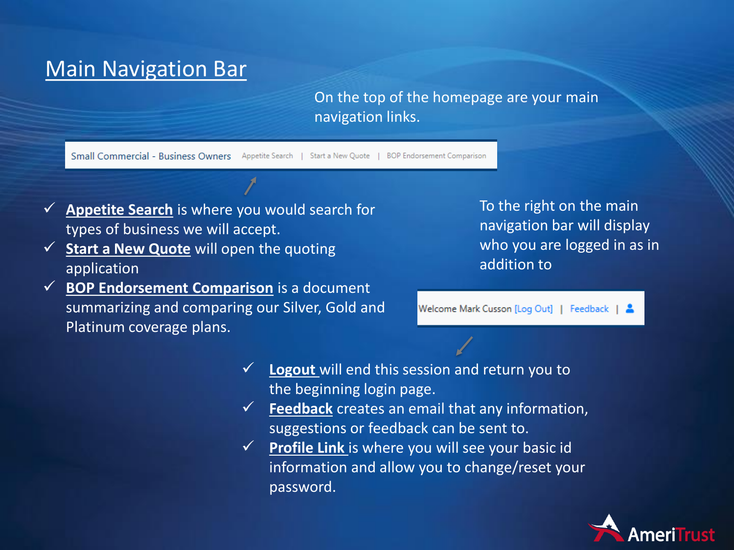# Main Navigation Bar

On the top of the homepage are your main navigation links.

Small Commercial - Business Owners   Appetite Search | Start a New Quote | BOP Endorsement Comparison

- ✓ **Appetite Search** is where you would search for types of business we will accept.
- ✓ **Start a New Quote** will open the quoting application
- ✓ **BOP Endorsement Comparison** is a document summarizing and comparing our Silver, Gold and Platinum coverage plans.

To the right on the main navigation bar will display who you are logged in as in addition to

Welcome Mark Cusson [Log Out] | Feedback |

- ✓ **Logout** will end this session and return you to the beginning login page.
- ✓ **Feedback** creates an email that any information, suggestions or feedback can be sent to.
- ✓ **Profile Link** is where you will see your basic id information and allow you to change/reset your password.

AmeriTrust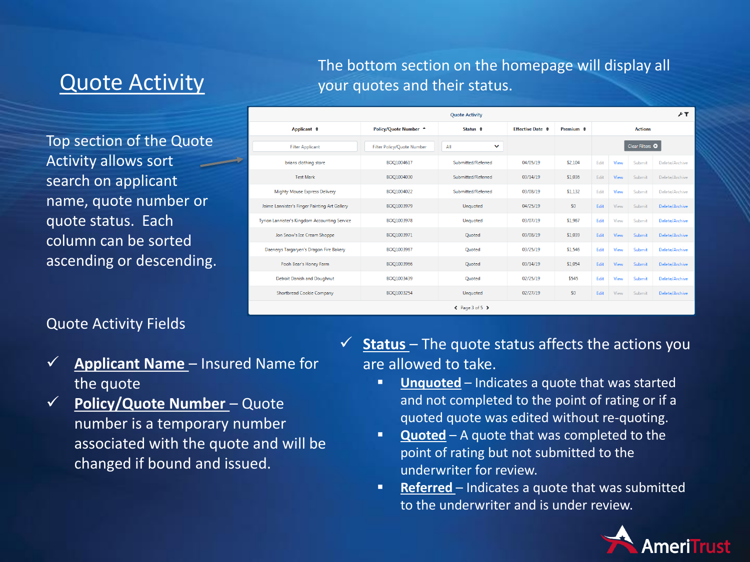# Quote Activity

The bottom section on the homepage will display all your quotes and their status.

Top section of the Quote Activity allows sort search on applicant name, quote number or quote status. Each column can be sorted ascending or descending.

Quote Activity

| Applicant | Policy/Quote Number | Status | Effective Date | Premium | Actions | | | |
|---|---|---|---|---|---|---|---|---|
| Filter Applicant | Filter Policy/Quote Number | All | | | Clear Filters | | | |
| brians clothing store | BOQ1004617 | Submitted/Referred | 04/05/19 | $2,104 | Edit | View | Submit | Delete/Archive |
| Test Mark | BOQ1004030 | Submitted/Referred | 03/14/19 | $1,036 | Edit | View | Submit | Delete/Archive |
| Mighty Mouse Express Delivery | BOQ1004022 | Submitted/Referred | 03/08/19 | $1,132 | Edit | View | Submit | Delete/Archive |
| Jaime Lannister's Finger Painting Art Gallery | BOQ1003979 | Unquoted | 04/25/19 | $0 | Edit | View | Submit | Delete/Archive |
| Tyrion Lannister's Kingdom Accounting Service | BOQ1003978 | Unquoted | 03/07/19 | $1,967 | Edit | View | Submit | Delete/Archive |
| Jon Snow's Ice Cream Shoppe | BOQ1003971 | Quoted | 03/08/19 | $1,039 | Edit | View | Submit | Delete/Archive |
| Daenerys Targaryen's Dragon Fire Bakery | BOQ1003967 | Quoted | 03/25/19 | $1,546 | Edit | View | Submit | Delete/Archive |
| Pooh Bear's Honey Farm | BOQ1003966 | Quoted | 03/14/19 | $1,054 | Edit | View | Submit | Delete/Archive |
| Detroit Danish and Doughnut | BOQ1003439 | Quoted | 02/25/19 | $545 | Edit | View | Submit | Delete/Archive |
| Shortbread Cookie Company | BOQ1003254 | Unquoted | 02/27/19 | $0 | Edit | View | Submit | Delete/Archive |

Page 3 of 5

Quote Activity Fields

- ✓ **Applicant Name** – Insured Name for the quote
- ✓ **Policy/Quote Number** – Quote number is a temporary number associated with the quote and will be changed if bound and issued.
- ✓ **Status** – The quote status affects the actions you are allowed to take.
  - **Unquoted** – Indicates a quote that was started and not completed to the point of rating or if a quoted quote was edited without re-quoting.
  - **Quoted** – A quote that was completed to the point of rating but not submitted to the underwriter for review.
  - **Referred** – Indicates a quote that was submitted to the underwriter and is under review.

AmeriTrust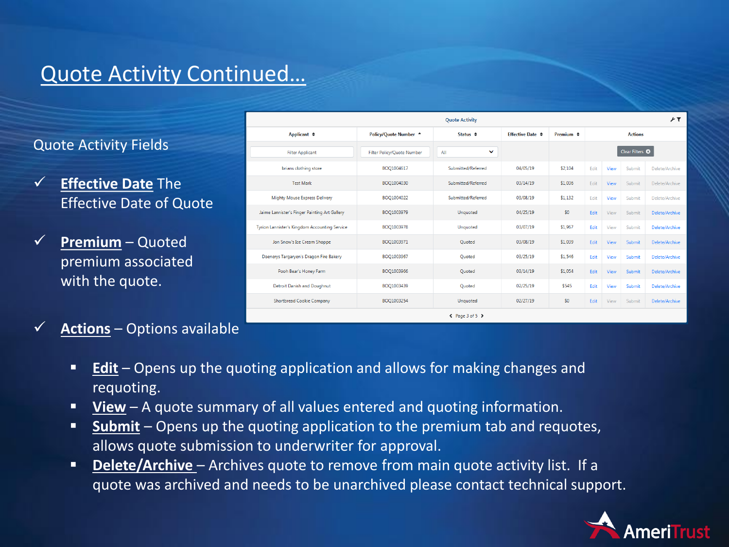# Quote Activity Continued…

Quote Activity Fields

- ✓ **Effective Date** The Effective Date of Quote
- ✓ **Premium** – Quoted premium associated with the quote.
- ✓ **Actions** – Options available

Quote Activity

| Applicant | Policy/Quote Number | Status | Effective Date | Premium | Actions | | | |
|---|---|---|---|---|---|---|---|---|
| Filter Applicant | Filter Policy/Quote Number | All | | | Clear Filters | | | |
| brians clothing store | BOQ1004617 | Submitted/Referred | 04/05/19 | $2,104 | Edit | View | Submit | Delete/Archive |
| Test Mark | BOQ1004030 | Submitted/Referred | 03/14/19 | $1,036 | Edit | View | Submit | Delete/Archive |
| Mighty Mouse Express Delivery | BOQ1004022 | Submitted/Referred | 03/08/19 | $1,132 | Edit | View | Submit | Delete/Archive |
| Jaime Lannister's Finger Painting Art Gallery | BOQ1003979 | Unquoted | 04/25/19 | $0 | Edit | View | Submit | Delete/Archive |
| Tyrion Lannister's Kingdom Accounting Service | BOQ1003978 | Unquoted | 03/07/19 | $1,967 | Edit | View | Submit | Delete/Archive |
| Jon Snow's Ice Cream Shoppe | BOQ1003971 | Quoted | 03/08/19 | $1,039 | Edit | View | Submit | Delete/Archive |
| Daenerys Targaryen's Dragon Fire Bakery | BOQ1003967 | Quoted | 03/25/19 | $1,546 | Edit | View | Submit | Delete/Archive |
| Pooh Bear's Honey Farm | BOQ1003966 | Quoted | 03/14/19 | $1,054 | Edit | View | Submit | Delete/Archive |
| Detroit Danish and Doughnut | BOQ1003439 | Quoted | 02/25/19 | $545 | Edit | View | Submit | Delete/Archive |
| Shortbread Cookie Company | BOQ1003254 | Unquoted | 02/27/19 | $0 | Edit | View | Submit | Delete/Archive |

Page 3 of 5

- **Edit** – Opens up the quoting application and allows for making changes and requoting.
- **View** – A quote summary of all values entered and quoting information.
- **Submit** – Opens up the quoting application to the premium tab and requotes, allows quote submission to underwriter for approval.
- **Delete/Archive** – Archives quote to remove from main quote activity list. If a quote was archived and needs to be unarchived please contact technical support.

AmeriTrust